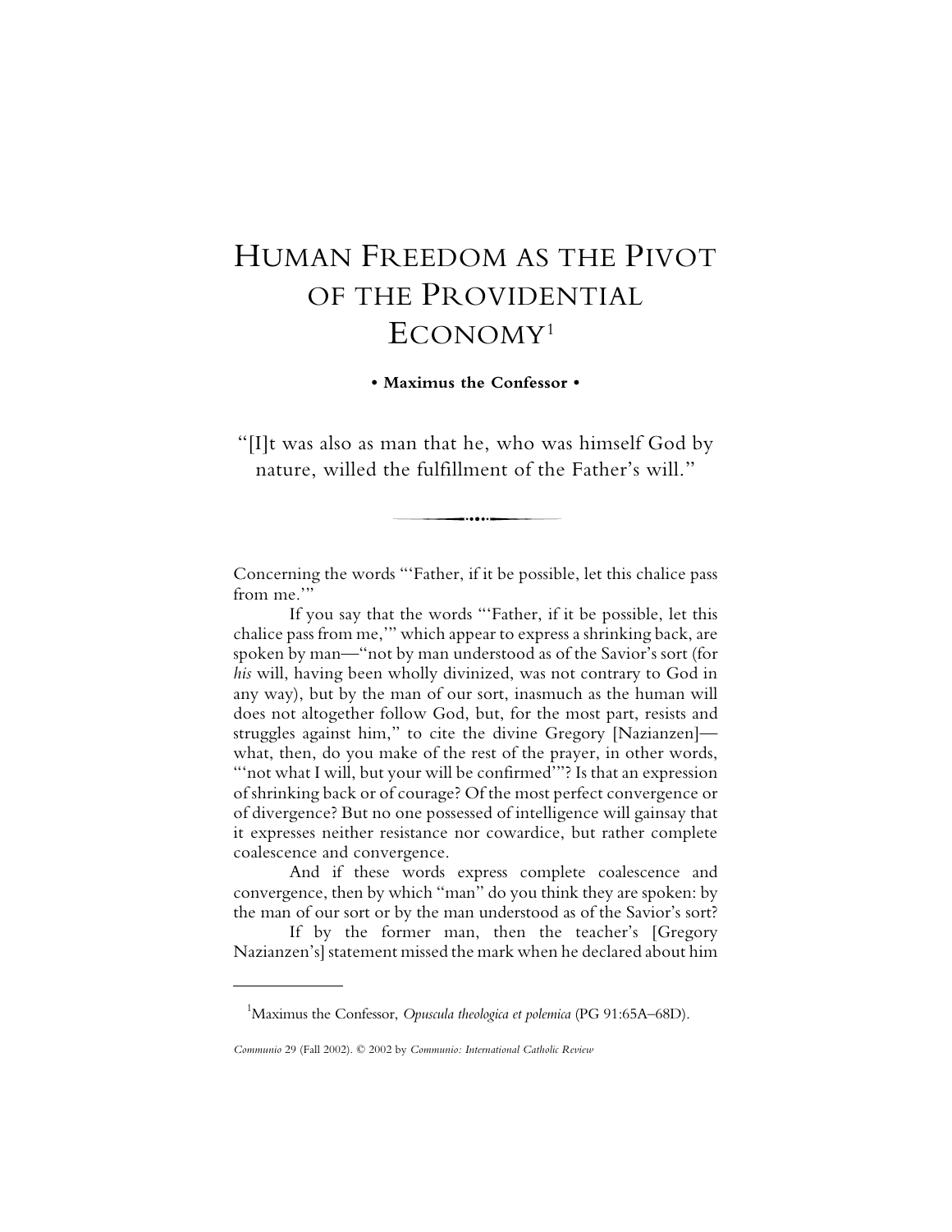# Human Freedom as the Pivot of the Providential Economy[1]

**• Maximus the Confessor •**

"[I]t was also as man that he, who was himself God by nature, willed the fulfillment of the Father's will."

Concerning the words "'Father, if it be possible, let this chalice pass from me.'"

If you say that the words "'Father, if it be possible, let this chalice pass from me,'" which appear to express a shrinking back, are spoken by man—"not by man understood as of the Savior's sort (for *his* will, having been wholly divinized, was not contrary to God in any way), but by the man of our sort, inasmuch as the human will does not altogether follow God, but, for the most part, resists and struggles against him," to cite the divine Gregory [Nazianzen]—what, then, do you make of the rest of the prayer, in other words, "'not what I will, but your will be confirmed'"? Is that an expression of shrinking back or of courage? Of the most perfect convergence or of divergence? But no one possessed of intelligence will gainsay that it expresses neither resistance nor cowardice, but rather complete coalescence and convergence.

And if these words express complete coalescence and convergence, then by which "man" do you think they are spoken: by the man of our sort or by the man understood as of the Savior's sort?

If by the former man, then the teacher's [Gregory Nazianzen's] statement missed the mark when he declared about him

---

[1] Maximus the Confessor, *Opuscula theologica et polemica* (PG 91:65A–68D).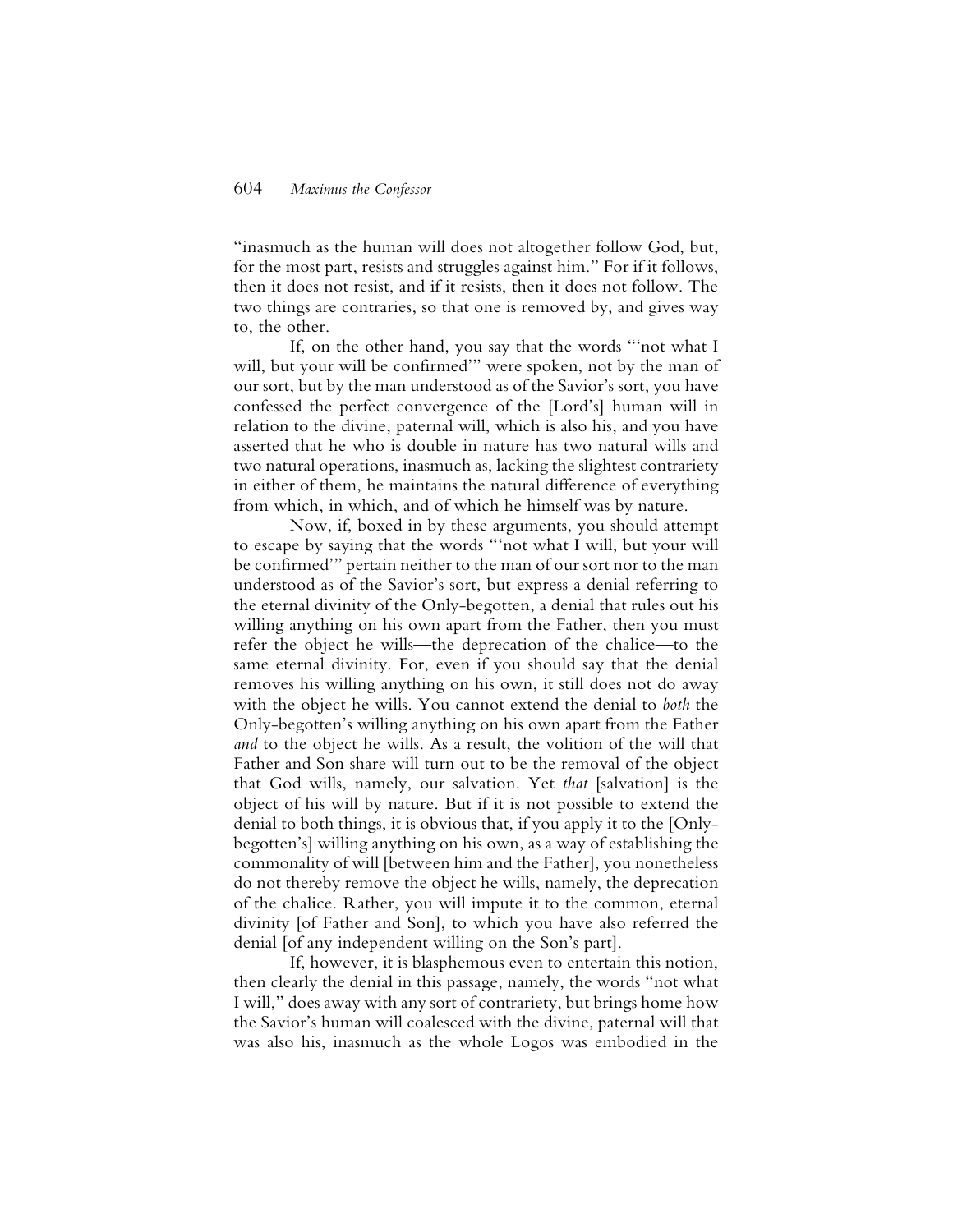"inasmuch as the human will does not altogether follow God, but, for the most part, resists and struggles against him." For if it follows, then it does not resist, and if it resists, then it does not follow. The two things are contraries, so that one is removed by, and gives way to, the other.

If, on the other hand, you say that the words "'not what I will, but your will be confirmed'" were spoken, not by the man of our sort, but by the man understood as of the Savior's sort, you have confessed the perfect convergence of the [Lord's] human will in relation to the divine, paternal will, which is also his, and you have asserted that he who is double in nature has two natural wills and two natural operations, inasmuch as, lacking the slightest contrariety in either of them, he maintains the natural difference of everything from which, in which, and of which he himself was by nature.

Now, if, boxed in by these arguments, you should attempt to escape by saying that the words "'not what I will, but your will be confirmed'" pertain neither to the man of our sort nor to the man understood as of the Savior's sort, but express a denial referring to the eternal divinity of the Only-begotten, a denial that rules out his willing anything on his own apart from the Father, then you must refer the object he wills—the deprecation of the chalice—to the same eternal divinity. For, even if you should say that the denial removes his willing anything on his own, it still does not do away with the object he wills. You cannot extend the denial to *both* the Only-begotten's willing anything on his own apart from the Father *and* to the object he wills. As a result, the volition of the will that Father and Son share will turn out to be the removal of the object that God wills, namely, our salvation. Yet *that* [salvation] is the object of his will by nature. But if it is not possible to extend the denial to both things, it is obvious that, if you apply it to the [Only-begotten's] willing anything on his own, as a way of establishing the commonality of will [between him and the Father], you nonetheless do not thereby remove the object he wills, namely, the deprecation of the chalice. Rather, you will impute it to the common, eternal divinity [of Father and Son], to which you have also referred the denial [of any independent willing on the Son's part].

If, however, it is blasphemous even to entertain this notion, then clearly the denial in this passage, namely, the words "not what I will," does away with any sort of contrariety, but brings home how the Savior's human will coalesced with the divine, paternal will that was also his, inasmuch as the whole Logos was embodied in the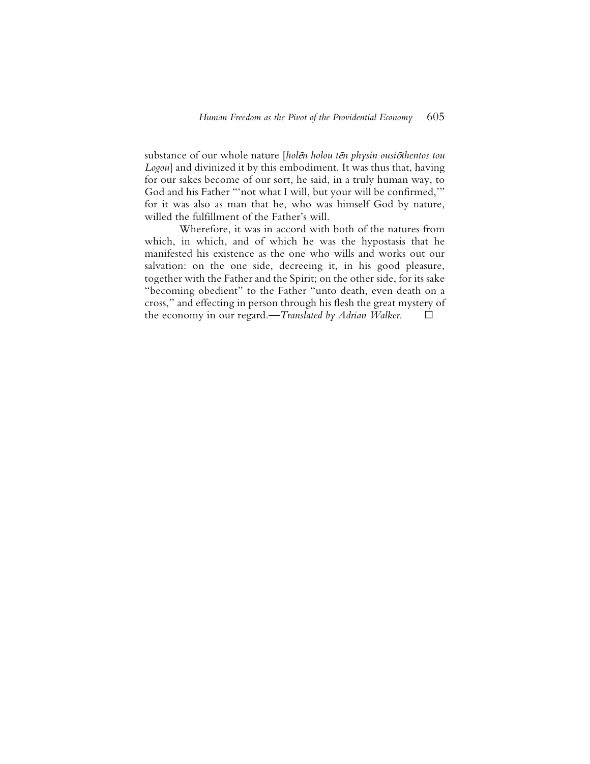substance of our whole nature [*holēn holou tēn physin ousiōthentos tou Logou*] and divinized it by this embodiment. It was thus that, having for our sakes become of our sort, he said, in a truly human way, to God and his Father "'not what I will, but your will be confirmed,'" for it was also as man that he, who was himself God by nature, willed the fulfillment of the Father's will.

Wherefore, it was in accord with both of the natures from which, in which, and of which he was the hypostasis that he manifested his existence as the one who wills and works out our salvation: on the one side, decreeing it, in his good pleasure, together with the Father and the Spirit; on the other side, for its sake "becoming obedient" to the Father "unto death, even death on a cross," and effecting in person through his flesh the great mystery of the economy in our regard.—*Translated by Adrian Walker.* □